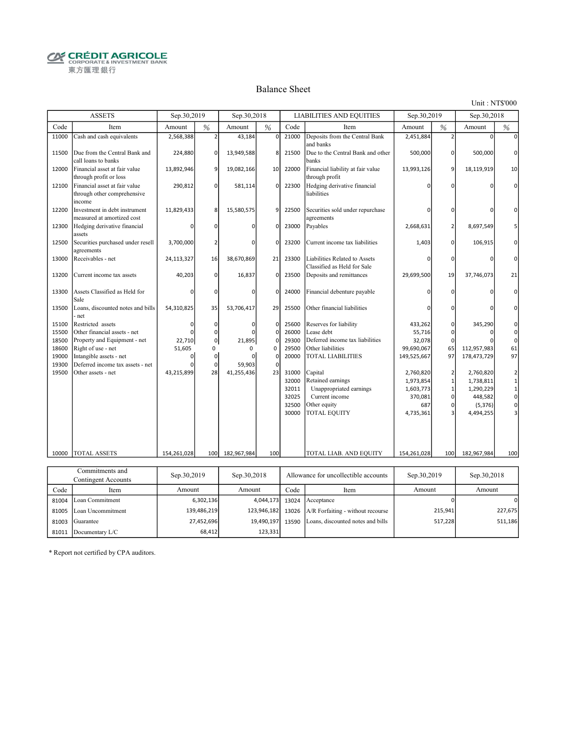CRÉDIT AGRICOLE
CORPORATE & INVESTMENT BANK
東方匯理銀行

# Balance Sheet

Unit : NT$'000

| ASSETS | | Sep.30,2019 | | Sep.30,2018 | | LIABILITIES AND EQUITIES | | Sep.30,2019 | | Sep.30,2018 | |
|---|---|---|---|---|---|---|---|---|---|---|---|
| Code | Item | Amount | % | Amount | % | Code | Item | Amount | % | Amount | % |
| 11000 | Cash and cash equivalents | 2,568,388 | 2 | 43,184 | 0 | 21000 | Deposits from the Central Bank and banks | 2,451,884 | 2 | 0 | 0 |
| 11500 | Due from the Central Bank and call loans to banks | 224,880 | 0 | 13,949,588 | 8 | 21500 | Due to the Central Bank and other banks | 500,000 | 0 | 500,000 | 0 |
| 12000 | Financial asset at fair value through profit or loss | 13,892,946 | 9 | 19,082,166 | 10 | 22000 | Financial liability at fair value through profit | 13,993,126 | 9 | 18,119,919 | 10 |
| 12100 | Financial asset at fair value through other comprehensive income | 290,812 | 0 | 581,114 | 0 | 22300 | Hedging derivative financial liabilities | 0 | 0 | 0 | 0 |
| 12200 | Investment in debt instrument measured at amortized cost | 11,829,433 | 8 | 15,580,575 | 9 | 22500 | Securities sold under repurchase agreements | 0 | 0 | 0 | 0 |
| 12300 | Hedging derivative financial assets | 0 | 0 | 0 | 0 | 23000 | Payables | 2,668,631 | 2 | 8,697,549 | 5 |
| 12500 | Securities purchased under resell agreements | 3,700,000 | 2 | 0 | 0 | 23200 | Current income tax liabilities | 1,403 | 0 | 106,915 | 0 |
| 13000 | Receivables - net | 24,113,327 | 16 | 38,670,869 | 21 | 23300 | Liabilities Related to Assets Classified as Held for Sale | 0 | 0 | 0 | 0 |
| 13200 | Current income tax assets | 40,203 | 0 | 16,837 | 0 | 23500 | Deposits and remittances | 29,699,500 | 19 | 37,746,073 | 21 |
| 13300 | Assets Classified as Held for Sale | 0 | 0 | 0 | 0 | 24000 | Financial debenture payable | 0 | 0 | 0 | 0 |
| 13500 | Loans, discounted notes and bills - net | 54,310,825 | 35 | 53,706,417 | 29 | 25500 | Other financial liabilities | 0 | 0 | 0 | 0 |
| 15100 | Restricted assets | 0 | 0 | 0 | 0 | 25600 | Reserves for liability | 433,262 | 0 | 345,290 | 0 |
| 15500 | Other financial assets - net | 0 | 0 | 0 | 0 | 26000 | Lease debt | 55,716 | 0 | 0 | 0 |
| 18500 | Property and Equipment - net | 22,710 | 0 | 21,895 | 0 | 29300 | Deferred income tax liabilities | 32,078 | 0 | 0 | 0 |
| 18600 | Right of use - net | 51,605 | 0 | 0 | 0 | 29500 | Other liabilities | 99,690,067 | 65 | 112,957,983 | 61 |
| 19000 | Intangible assets - net | 0 | 0 | 0 | 0 | 20000 | TOTAL LIABILITIES | 149,525,667 | 97 | 178,473,729 | 97 |
| 19300 | Deferred income tax assets - net | 0 | 0 | 59,903 | 0 | | | | | | |
| 19500 | Other assets - net | 43,215,899 | 28 | 41,255,436 | 23 | 31000 | Capital | 2,760,820 | 2 | 2,760,820 | 2 |
| | | | | | | 32000 | Retained earnings | 1,973,854 | 1 | 1,738,811 | 1 |
| | | | | | | 32011 | Unappropriated earnings | 1,603,773 | 1 | 1,290,229 | 1 |
| | | | | | | 32025 | Current income | 370,081 | 0 | 448,582 | 0 |
| | | | | | | 32500 | Other equity | 687 | 0 | (5,376) | 0 |
| | | | | | | 30000 | TOTAL EQUITY | 4,735,361 | 3 | 4,494,255 | 3 |
| 10000 | TOTAL ASSETS | 154,261,028 | 100 | 182,967,984 | 100 | | TOTAL LIAB. AND EQUITY | 154,261,028 | 100 | 182,967,984 | 100 |

| Commitments and Contingent Accounts | | Sep.30,2019 | Sep.30,2018 | Allowance for uncollectible accounts | | Sep.30,2019 | Sep.30,2018 |
|---|---|---|---|---|---|---|---|
| Code | Item | Amount | Amount | Code | Item | Amount | Amount |
| 81004 | Loan Commitment | 6,302,136 | 4,044,173 | 13024 | Acceptance | 0 | 0 |
| 81005 | Loan Uncommitment | 139,486,219 | 123,946,182 | 13026 | A/R Forfaiting - without recourse | 215,941 | 227,675 |
| 81003 | Guarantee | 27,452,696 | 19,490,197 | 13590 | Loans, discounted notes and bills | 517,228 | 511,186 |
| 81011 | Documentary L/C | 68,412 | 123,331 | | | | |

* Report not certified by CPA auditors.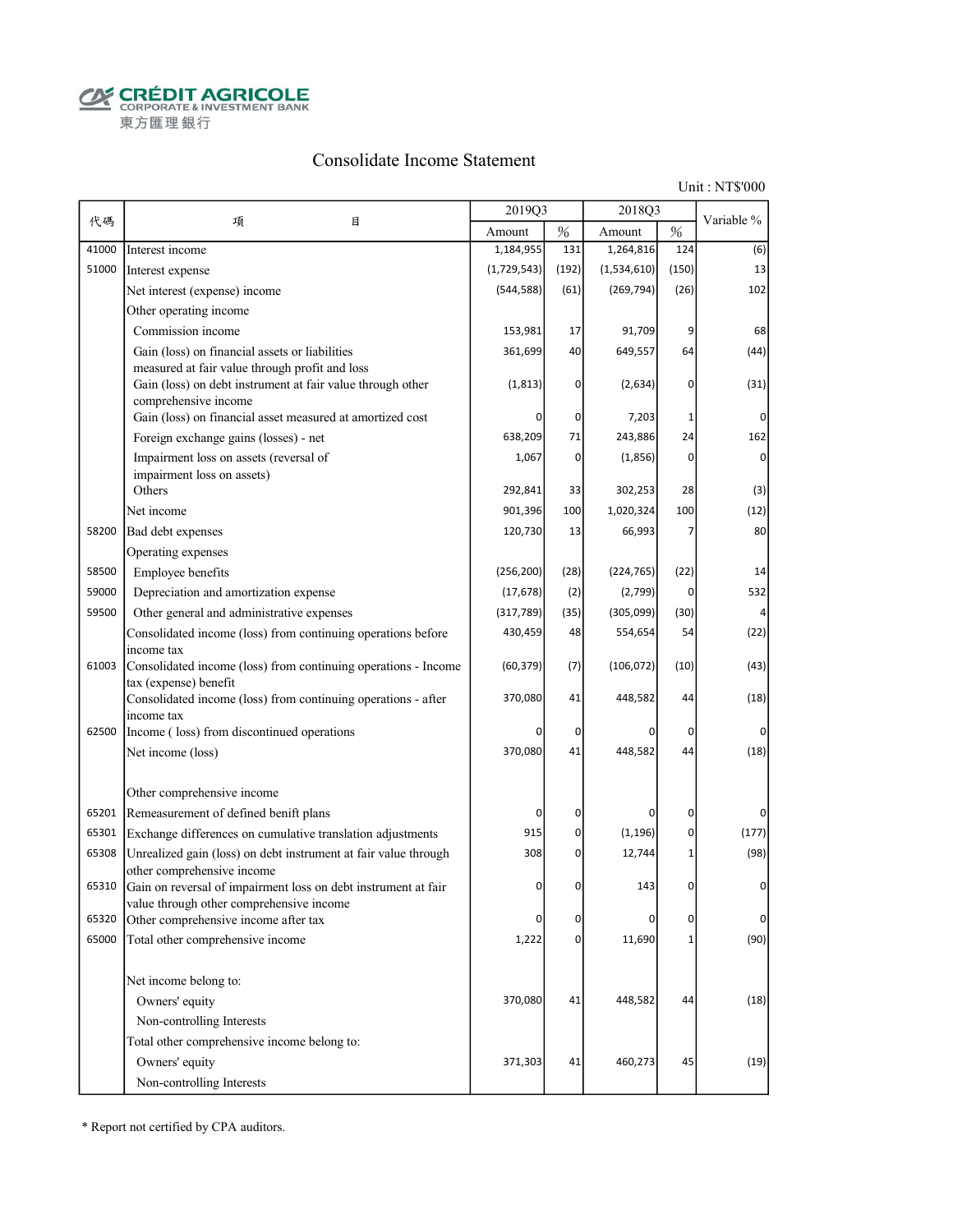CRÉDIT AGRICOLE
CORPORATE & INVESTMENT BANK
東方匯理銀行

# Consolidate Income Statement

Unit : NT$'000

| 代碼 | 項　　目 | 2019Q3 Amount | 2019Q3 % | 2018Q3 Amount | 2018Q3 % | Variable % |
|---|---|---|---|---|---|---|
| 41000 | Interest income | 1,184,955 | 131 | 1,264,816 | 124 | (6) |
| 51000 | Interest expense | (1,729,543) | (192) | (1,534,610) | (150) | 13 |
| | Net interest (expense) income | (544,588) | (61) | (269,794) | (26) | 102 |
| | Other operating income | | | | | |
| | Commission income | 153,981 | 17 | 91,709 | 9 | 68 |
| | Gain (loss) on financial assets or liabilities measured at fair value through profit and loss | 361,699 | 40 | 649,557 | 64 | (44) |
| | Gain (loss) on debt instrument at fair value through other comprehensive income | (1,813) | 0 | (2,634) | 0 | (31) |
| | Gain (loss) on financial asset measured at amortized cost | 0 | 0 | 7,203 | 1 | 0 |
| | Foreign exchange gains (losses) - net | 638,209 | 71 | 243,886 | 24 | 162 |
| | Impairment loss on assets (reversal of impairment loss on assets) | 1,067 | 0 | (1,856) | 0 | 0 |
| | Others | 292,841 | 33 | 302,253 | 28 | (3) |
| | Net income | 901,396 | 100 | 1,020,324 | 100 | (12) |
| 58200 | Bad debt expenses | 120,730 | 13 | 66,993 | 7 | 80 |
| | Operating expenses | | | | | |
| 58500 | Employee benefits | (256,200) | (28) | (224,765) | (22) | 14 |
| 59000 | Depreciation and amortization expense | (17,678) | (2) | (2,799) | 0 | 532 |
| 59500 | Other general and administrative expenses | (317,789) | (35) | (305,099) | (30) | 4 |
| | Consolidated income (loss) from continuing operations before income tax | 430,459 | 48 | 554,654 | 54 | (22) |
| 61003 | Consolidated income (loss) from continuing operations - Income tax (expense) benefit | (60,379) | (7) | (106,072) | (10) | (43) |
| | Consolidated income (loss) from continuing operations - after income tax | 370,080 | 41 | 448,582 | 44 | (18) |
| 62500 | Income ( loss) from discontinued operations | 0 | 0 | 0 | 0 | 0 |
| | Net income (loss) | 370,080 | 41 | 448,582 | 44 | (18) |
| | Other comprehensive income | | | | | |
| 65201 | Remeasurement of defined benift plans | 0 | 0 | 0 | 0 | 0 |
| 65301 | Exchange differences on cumulative translation adjustments | 915 | 0 | (1,196) | 0 | (177) |
| 65308 | Unrealized gain (loss) on debt instrument at fair value through other comprehensive income | 308 | 0 | 12,744 | 1 | (98) |
| 65310 | Gain on reversal of impairment loss on debt instrument at fair value through other comprehensive income | 0 | 0 | 143 | 0 | 0 |
| 65320 | Other comprehensive income after tax | 0 | 0 | 0 | 0 | 0 |
| 65000 | Total other comprehensive income | 1,222 | 0 | 11,690 | 1 | (90) |
| | Net income belong to: | | | | | |
| | Owners' equity | 370,080 | 41 | 448,582 | 44 | (18) |
| | Non-controlling Interests | | | | | |
| | Total other comprehensive income belong to: | | | | | |
| | Owners' equity | 371,303 | 41 | 460,273 | 45 | (19) |
| | Non-controlling Interests | | | | | |

* Report not certified by CPA auditors.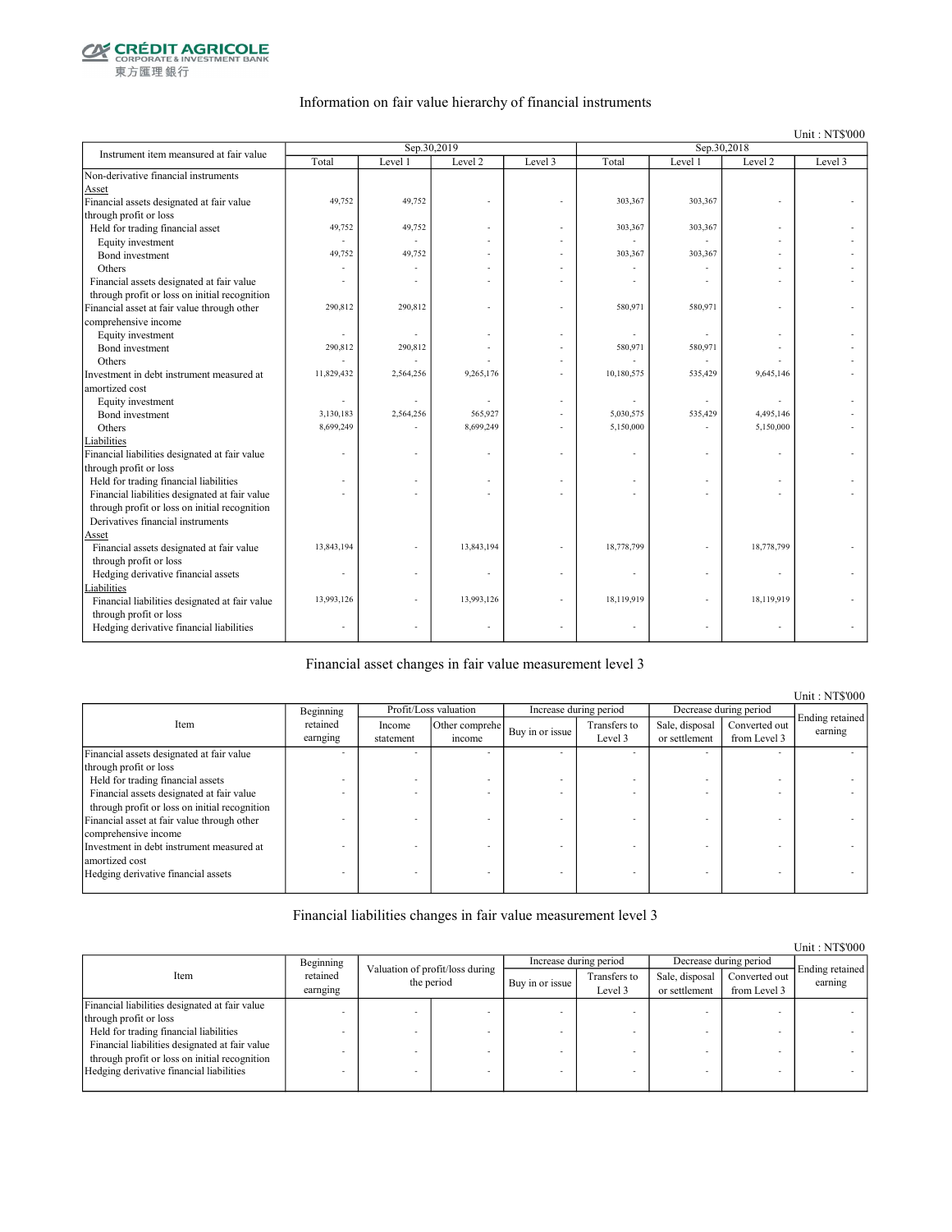CRÉDIT AGRICOLE
CORPORATE & INVESTMENT BANK
東方匯理銀行

## Information on fair value hierarchy of financial instruments

Unit : NT$'000

| Instrument item meansured at fair value | Sep.30,2019 | | | | Sep.30,2018 | | | |
|---|---|---|---|---|---|---|---|---|
| | Total | Level 1 | Level 2 | Level 3 | Total | Level 1 | Level 2 | Level 3 |
| Non-derivative financial instruments | | | | | | | | |
| Asset | | | | | | | | |
| Financial assets designated at fair value through profit or loss | 49,752 | 49,752 | - | - | 303,367 | 303,367 | - | - |
| Held for trading financial asset | 49,752 | 49,752 | - | - | 303,367 | 303,367 | - | - |
| Equity investment | - | - | - | - | - | - | - | - |
| Bond investment | 49,752 | 49,752 | - | - | 303,367 | 303,367 | - | - |
| Others | - | - | - | - | - | - | - | - |
| Financial assets designated at fair value through profit or loss on initial recognition | - | - | - | - | - | - | - | - |
| Financial asset at fair value through other comprehensive income | 290,812 | 290,812 | - | - | 580,971 | 580,971 | - | - |
| Equity investment | - | - | - | - | - | - | - | - |
| Bond investment | 290,812 | 290,812 | - | - | 580,971 | 580,971 | - | - |
| Others | - | - | - | - | - | - | - | - |
| Investment in debt instrument measured at amortized cost | 11,829,432 | 2,564,256 | 9,265,176 | - | 10,180,575 | 535,429 | 9,645,146 | - |
| Equity investment | - | - | - | - | - | - | - | - |
| Bond investment | 3,130,183 | 2,564,256 | 565,927 | - | 5,030,575 | 535,429 | 4,495,146 | - |
| Others | 8,699,249 | - | 8,699,249 | - | 5,150,000 | - | 5,150,000 | - |
| Liabilities | | | | | | | | |
| Financial liabilities designated at fair value through profit or loss | - | - | - | - | - | - | - | - |
| Held for trading financial liabilities | - | - | - | - | - | - | - | - |
| Financial liabilities designated at fair value through profit or loss on initial recognition | - | - | - | - | - | - | - | - |
| Derivatives financial instruments | | | | | | | | |
| Asset | | | | | | | | |
| Financial assets designated at fair value through profit or loss | 13,843,194 | - | 13,843,194 | - | 18,778,799 | - | 18,778,799 | - |
| Hedging derivative financial assets | - | - | - | - | - | - | - | - |
| Liabilities | | | | | | | | |
| Financial liabilities designated at fair value through profit or loss | 13,993,126 | - | 13,993,126 | - | 18,119,919 | - | 18,119,919 | - |
| Hedging derivative financial liabilities | - | - | - | - | - | - | - | - |

## Financial asset changes in fair value measurement level 3

Unit : NT$'000

| Item | Beginning retained earnging | Profit/Loss valuation | | Increase during period | | Decrease during period | | Ending retained earning |
|---|---|---|---|---|---|---|---|---|
| | | Income statement | Other comprehe income | Buy in or issue | Transfers to Level 3 | Sale, disposal or settlement | Converted out from Level 3 | |
| Financial assets designated at fair value through profit or loss | - | - | - | - | - | - | - | - |
| Held for trading financial assets | - | - | - | - | - | - | - | - |
| Financial assets designated at fair value through profit or loss on initial recognition | - | - | - | - | - | - | - | - |
| Financial asset at fair value through other comprehensive income | - | - | - | - | - | - | - | - |
| Investment in debt instrument measured at amortized cost | - | - | - | - | - | - | - | - |
| Hedging derivative financial assets | - | - | - | - | - | - | - | - |

## Financial liabilities changes in fair value measurement level 3

Unit : NT$'000

| Item | Beginning retained earnging | Valuation of profit/loss during the period | | Increase during period | | Decrease during period | | Ending retained earning |
|---|---|---|---|---|---|---|---|---|
| | | | | Buy in or issue | Transfers to Level 3 | Sale, disposal or settlement | Converted out from Level 3 | |
| Financial liabilities designated at fair value through profit or loss | - | - | - | - | - | - | - | - |
| Held for trading financial liabilities | - | - | - | - | - | - | - | - |
| Financial liabilities designated at fair value through profit or loss on initial recognition | - | - | - | - | - | - | - | - |
| Hedging derivative financial liabilities | - | - | - | - | - | - | - | - |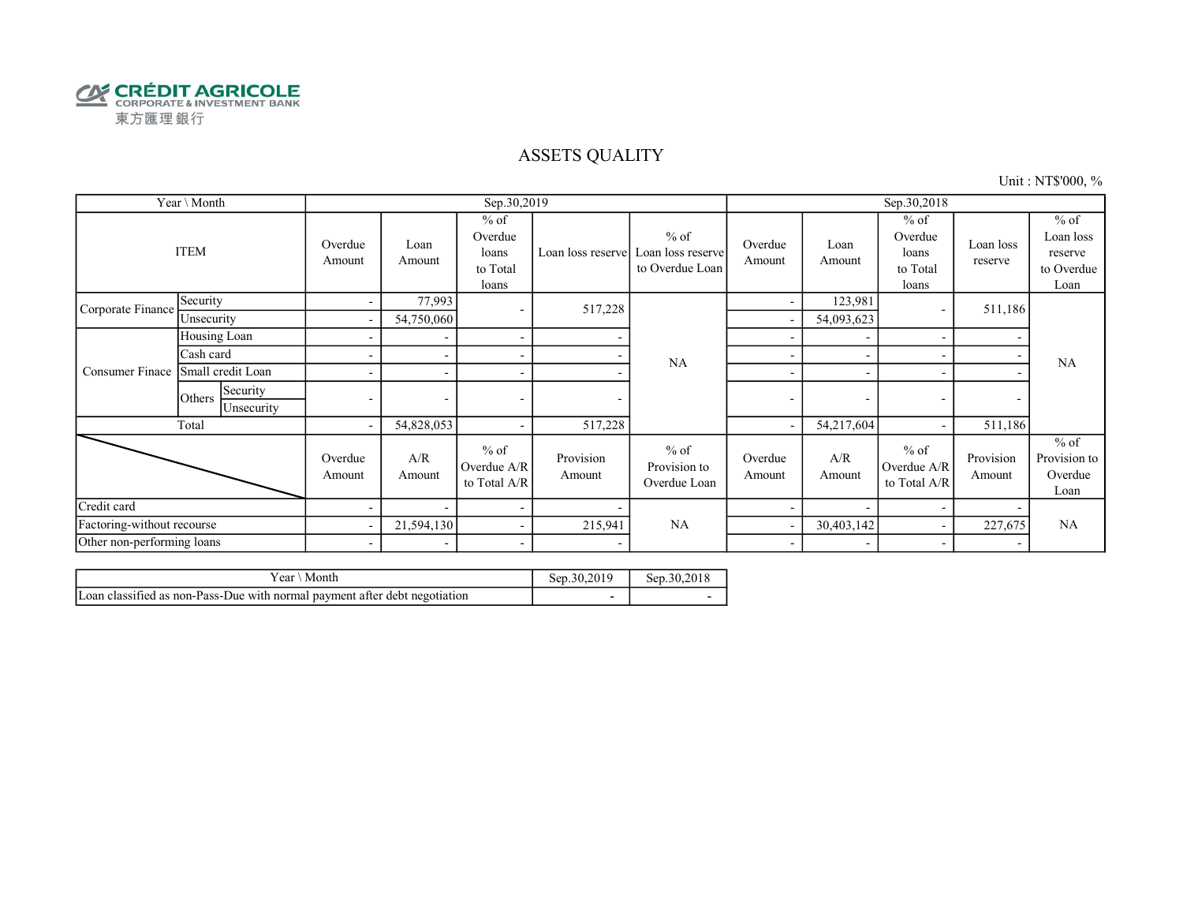CRÉDIT AGRICOLE
CORPORATE & INVESTMENT BANK
東方匯理銀行

# ASSETS QUALITY

Unit : NT$'000, %

| Year \ Month | | | Sep.30,2019 | | | | | Sep.30,2018 | | | | |
|---|---|---|---|---|---|---|---|---|---|---|---|---|
| ITEM | | | Overdue Amount | Loan Amount | % of Overdue loans to Total loans | Loan loss reserve | % of Loan loss reserve to Overdue Loan | Overdue Amount | Loan Amount | % of Overdue loans to Total loans | Loan loss reserve | % of Loan loss reserve to Overdue Loan |
| Corporate Finance | Security | | - | 77,993 | - | 517,228 | NA | - | 123,981 | - | 511,186 | NA |
| | Unsecurity | | - | 54,750,060 | | | | - | 54,093,623 | | | |
| Consumer Finace | Housing Loan | | - | - | - | - | | - | - | - | - | |
| | Cash card | | - | - | - | - | | - | - | - | - | |
| | Small credit Loan | | - | - | - | - | | - | - | - | - | |
| | Others | Security | - | - | - | - | | - | - | - | - | |
| | | Unsecurity | | | | | | | | | | |
| Total | | | - | 54,828,053 | - | 517,228 | | - | 54,217,604 | - | 511,186 | |
| | | | Overdue Amount | A/R Amount | % of Overdue A/R to Total A/R | Provision Amount | % of Provision to Overdue Loan | Overdue Amount | A/R Amount | % of Overdue A/R to Total A/R | Provision Amount | % of Provision to Overdue Loan |
| Credit card | | | - | - | - | - | NA | - | - | - | - | NA |
| Factoring-without recourse | | | - | 21,594,130 | - | 215,941 | | - | 30,403,142 | - | 227,675 | |
| Other non-performing loans | | | - | - | - | - | | - | - | - | - | |

| Year \ Month | Sep.30,2019 | Sep.30,2018 |
|---|---|---|
| Loan classified as non-Pass-Due with normal payment after debt negotiation | - | - |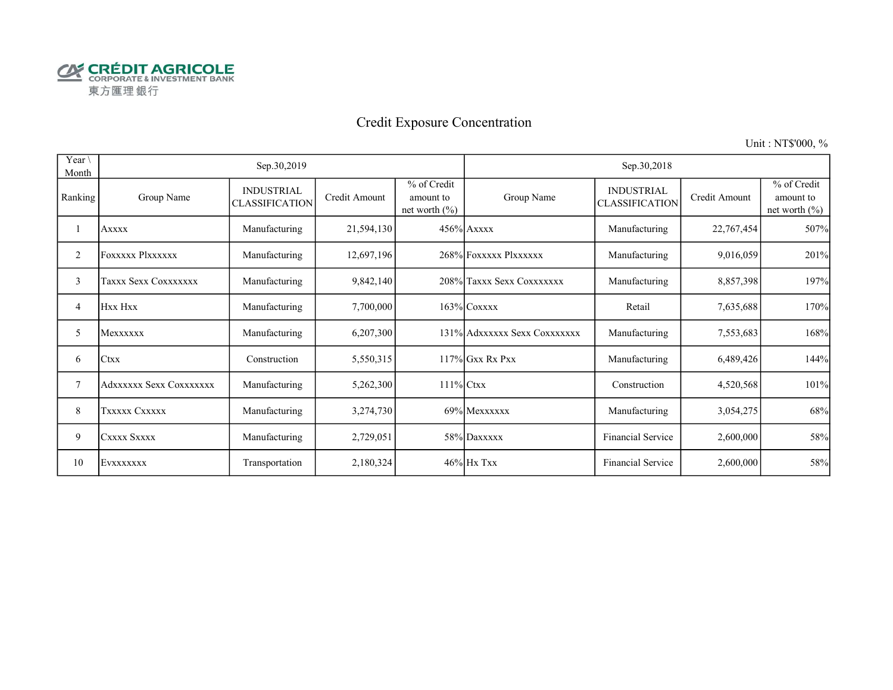CRÉDIT AGRICOLE
CORPORATE & INVESTMENT BANK
東方匯理銀行

# Credit Exposure Concentration

Unit : NT$'000, %

| Year \ Month | Sep.30,2019 | | | | Sep.30,2018 | | | |
|---|---|---|---|---|---|---|---|---|
| Ranking | Group Name | INDUSTRIAL CLASSIFICATION | Credit Amount | % of Credit amount to net worth (%) | Group Name | INDUSTRIAL CLASSIFICATION | Credit Amount | % of Credit amount to net worth (%) |
| 1 | Axxxx | Manufacturing | 21,594,130 | 456% | Axxxx | Manufacturing | 22,767,454 | 507% |
| 2 | Foxxxxx Plxxxxxx | Manufacturing | 12,697,196 | 268% | Foxxxxx Plxxxxxx | Manufacturing | 9,016,059 | 201% |
| 3 | Taxxx Sexx Coxxxxxxx | Manufacturing | 9,842,140 | 208% | Taxxx Sexx Coxxxxxxx | Manufacturing | 8,857,398 | 197% |
| 4 | Hxx Hxx | Manufacturing | 7,700,000 | 163% | Coxxxx | Retail | 7,635,688 | 170% |
| 5 | Mexxxxxx | Manufacturing | 6,207,300 | 131% | Adxxxxxx Sexx Coxxxxxxx | Manufacturing | 7,553,683 | 168% |
| 6 | Ctxx | Construction | 5,550,315 | 117% | Gxx Rx Pxx | Manufacturing | 6,489,426 | 144% |
| 7 | Adxxxxxx Sexx Coxxxxxxx | Manufacturing | 5,262,300 | 111% | Ctxx | Construction | 4,520,568 | 101% |
| 8 | Txxxxx Cxxxxx | Manufacturing | 3,274,730 | 69% | Mexxxxxx | Manufacturing | 3,054,275 | 68% |
| 9 | Cxxxx Sxxxx | Manufacturing | 2,729,051 | 58% | Daxxxxx | Financial Service | 2,600,000 | 58% |
| 10 | Evxxxxxxx | Transportation | 2,180,324 | 46% | Hx Txx | Financial Service | 2,600,000 | 58% |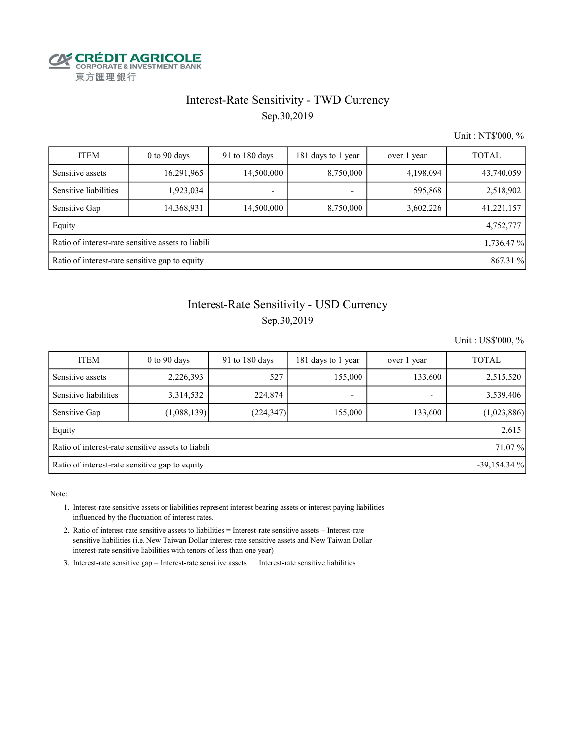CRÉDIT AGRICOLE
CORPORATE & INVESTMENT BANK
東方匯理銀行

## Interest-Rate Sensitivity - TWD Currency

Sep.30,2019

Unit : NT$'000, %

| ITEM | 0 to 90 days | 91 to 180 days | 181 days to 1 year | over 1 year | TOTAL |
|---|---|---|---|---|---|
| Sensitive assets | 16,291,965 | 14,500,000 | 8,750,000 | 4,198,094 | 43,740,059 |
| Sensitive liabilities | 1,923,034 | - | - | 595,868 | 2,518,902 |
| Sensitive Gap | 14,368,931 | 14,500,000 | 8,750,000 | 3,602,226 | 41,221,157 |
| Equity | | | | | 4,752,777 |
| Ratio of interest-rate sensitive assets to liabili | | | | | 1,736.47 % |
| Ratio of interest-rate sensitive gap to equity | | | | | 867.31 % |

## Interest-Rate Sensitivity - USD Currency

Sep.30,2019

Unit : US$'000, %

| ITEM | 0 to 90 days | 91 to 180 days | 181 days to 1 year | over 1 year | TOTAL |
|---|---|---|---|---|---|
| Sensitive assets | 2,226,393 | 527 | 155,000 | 133,600 | 2,515,520 |
| Sensitive liabilities | 3,314,532 | 224,874 | - | - | 3,539,406 |
| Sensitive Gap | (1,088,139) | (224,347) | 155,000 | 133,600 | (1,023,886) |
| Equity | | | | | 2,615 |
| Ratio of interest-rate sensitive assets to liabili | | | | | 71.07 % |
| Ratio of interest-rate sensitive gap to equity | | | | | -39,154.34 % |

Note:

1. Interest-rate sensitive assets or liabilities represent interest bearing assets or interest paying liabilities influenced by the fluctuation of interest rates.
2. Ratio of interest-rate sensitive assets to liabilities = Interest-rate sensitive assets ÷ Interest-rate sensitive liabilities (i.e. New Taiwan Dollar interest-rate sensitive assets and New Taiwan Dollar interest-rate sensitive liabilities with tenors of less than one year)
3. Interest-rate sensitive gap = Interest-rate sensitive assets — Interest-rate sensitive liabilities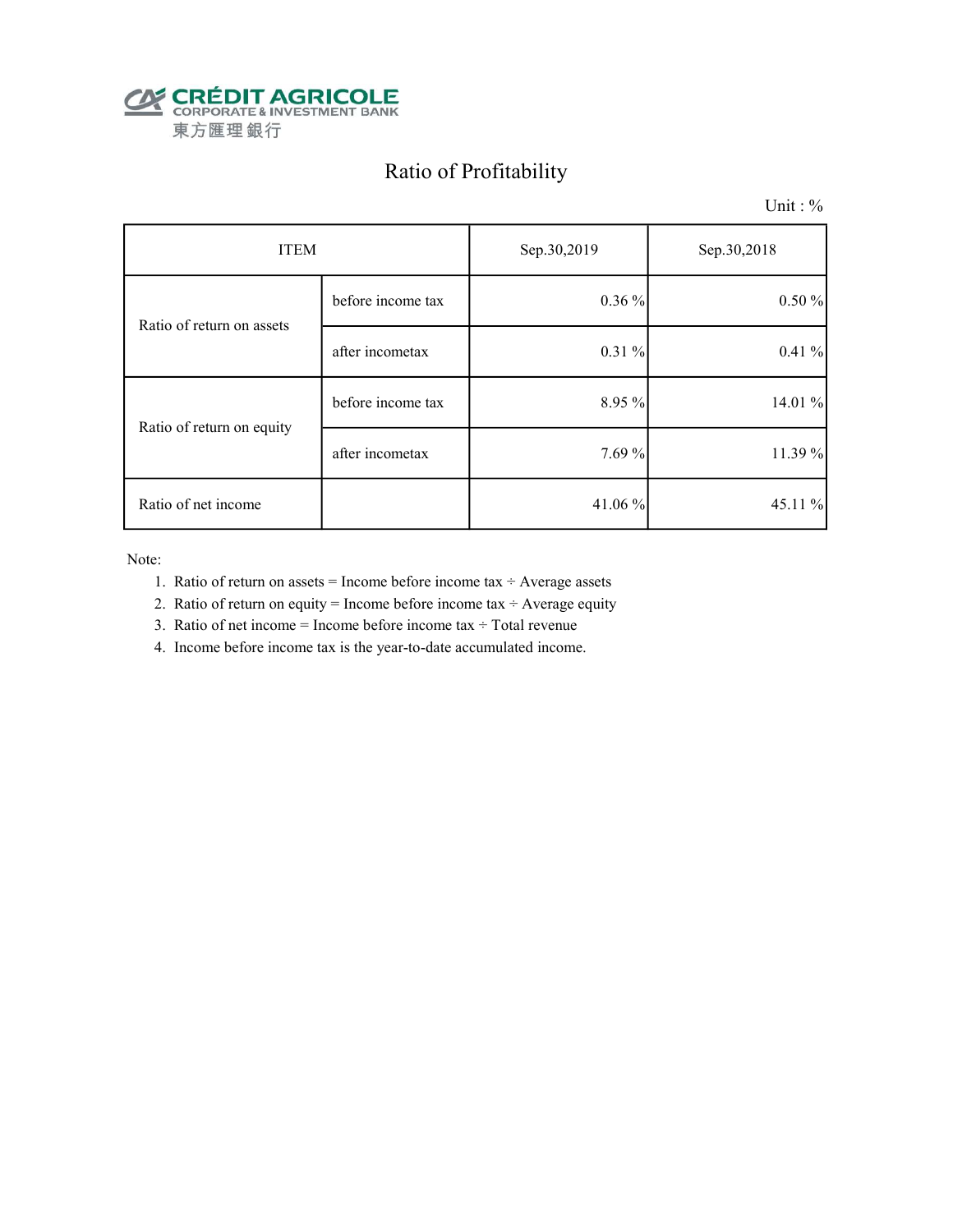CRÉDIT AGRICOLE
CORPORATE & INVESTMENT BANK
東方匯理銀行

# Ratio of Profitability

Unit : %

| ITEM | | Sep.30,2019 | Sep.30,2018 |
| --- | --- | --- | --- |
| Ratio of return on assets | before income tax | 0.36 % | 0.50 % |
| | after incometax | 0.31 % | 0.41 % |
| Ratio of return on equity | before income tax | 8.95 % | 14.01 % |
| | after incometax | 7.69 % | 11.39 % |
| Ratio of net income | | 41.06 % | 45.11 % |

Note:

1. Ratio of return on assets = Income before income tax ÷ Average assets
2. Ratio of return on equity = Income before income tax ÷ Average equity
3. Ratio of net income = Income before income tax ÷ Total revenue
4. Income before income tax is the year-to-date accumulated income.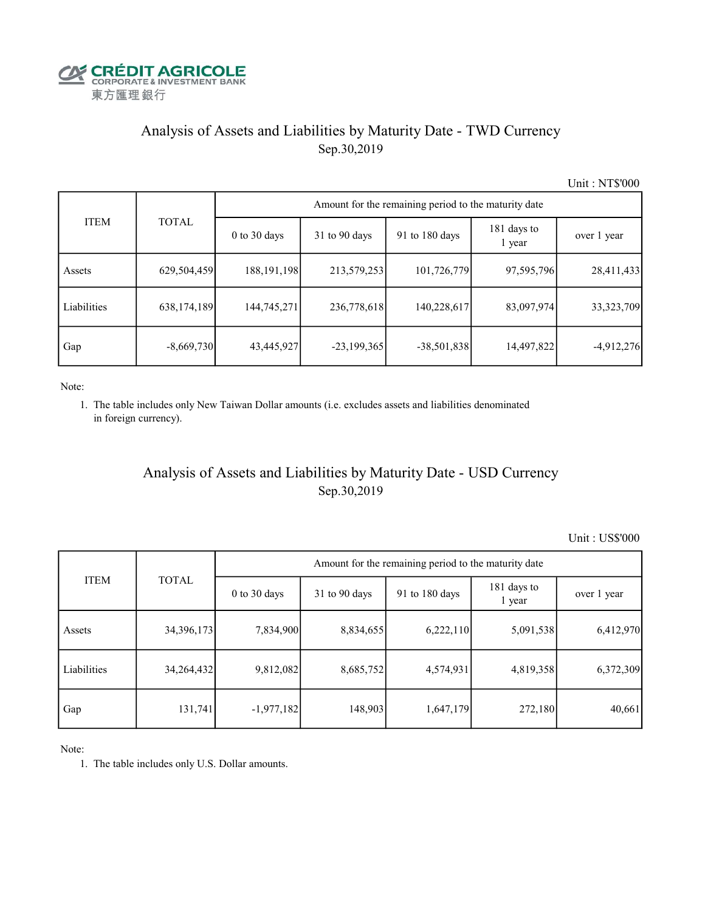CRÉDIT AGRICOLE
CORPORATE & INVESTMENT BANK
東方匯理銀行

## Analysis of Assets and Liabilities by Maturity Date - TWD Currency

Sep.30,2019

Unit : NT$'000

| ITEM | TOTAL | Amount for the remaining period to the maturity date | | | | |
|---|---|---|---|---|---|---|
| | | 0 to 30 days | 31 to 90 days | 91 to 180 days | 181 days to 1 year | over 1 year |
| Assets | 629,504,459 | 188,191,198 | 213,579,253 | 101,726,779 | 97,595,796 | 28,411,433 |
| Liabilities | 638,174,189 | 144,745,271 | 236,778,618 | 140,228,617 | 83,097,974 | 33,323,709 |
| Gap | -8,669,730 | 43,445,927 | -23,199,365 | -38,501,838 | 14,497,822 | -4,912,276 |

Note:

1. The table includes only New Taiwan Dollar amounts (i.e. excludes assets and liabilities denominated in foreign currency).

## Analysis of Assets and Liabilities by Maturity Date - USD Currency

Sep.30,2019

Unit : US$'000

| ITEM | TOTAL | Amount for the remaining period to the maturity date | | | | |
|---|---|---|---|---|---|---|
| | | 0 to 30 days | 31 to 90 days | 91 to 180 days | 181 days to 1 year | over 1 year |
| Assets | 34,396,173 | 7,834,900 | 8,834,655 | 6,222,110 | 5,091,538 | 6,412,970 |
| Liabilities | 34,264,432 | 9,812,082 | 8,685,752 | 4,574,931 | 4,819,358 | 6,372,309 |
| Gap | 131,741 | -1,977,182 | 148,903 | 1,647,179 | 272,180 | 40,661 |

Note:

1. The table includes only U.S. Dollar amounts.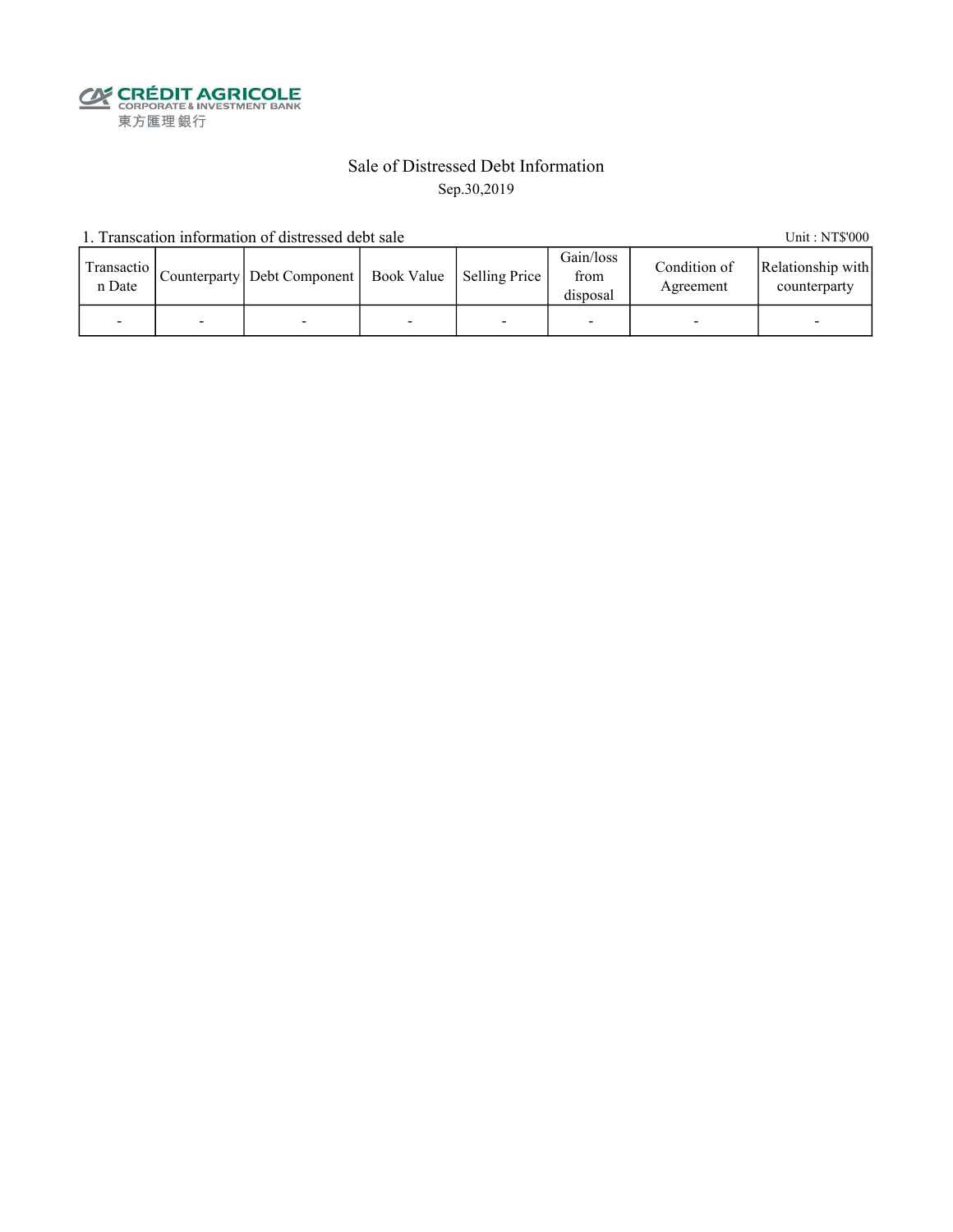CRÉDIT AGRICOLE
CORPORATE & INVESTMENT BANK
東方匯理銀行

# Sale of Distressed Debt Information

Sep.30,2019

1. Transcation information of distressed debt sale

Unit : NT$'000

| Transaction Date | Counterparty | Debt Component | Book Value | Selling Price | Gain/loss from disposal | Condition of Agreement | Relationship with counterparty |
|---|---|---|---|---|---|---|---|
| - | - | - | - | - | - | - | - |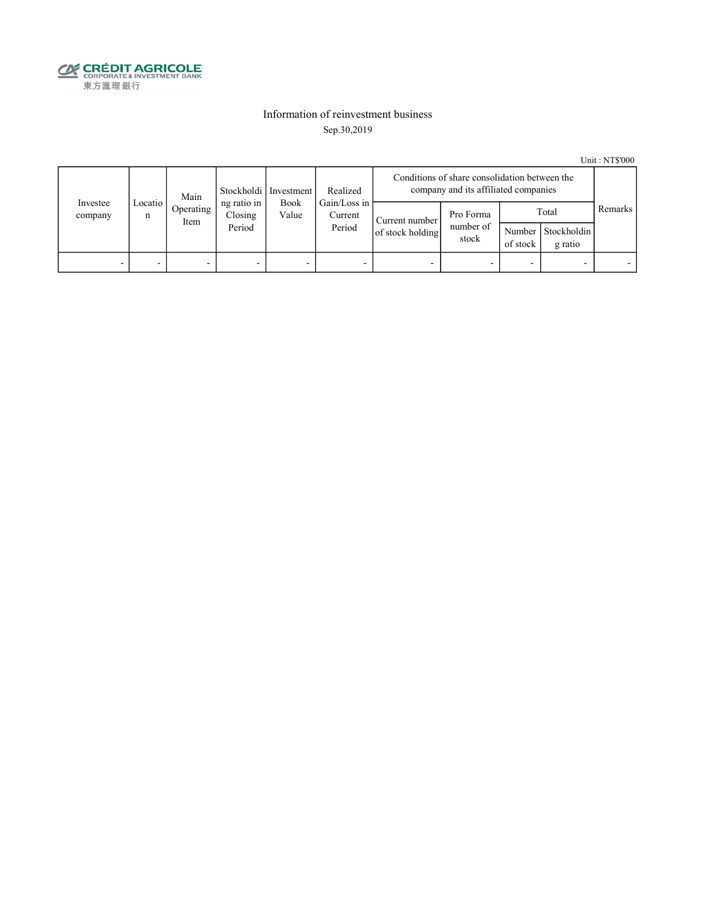CRÉDIT AGRICOLE
CORPORATE & INVESTMENT BANK
東方匯理銀行

# Information of reinvestment business

Sep.30,2019

Unit : NT$'000

| Investee company | Location | Main Operating Item | Stockholding ratio in Closing Period | Investment Book Value | Realized Gain/Loss in Current Period | Conditions of share consolidation between the company and its affiliated companies | | | | Remarks |
|---|---|---|---|---|---|---|---|---|---|---|
| | | | | | | Current number of stock holding | Pro Forma number of stock | Total | | |
| | | | | | | | | Number of stock | Stockholding ratio | |
| - | - | - | - | - | - | - | - | - | - | - |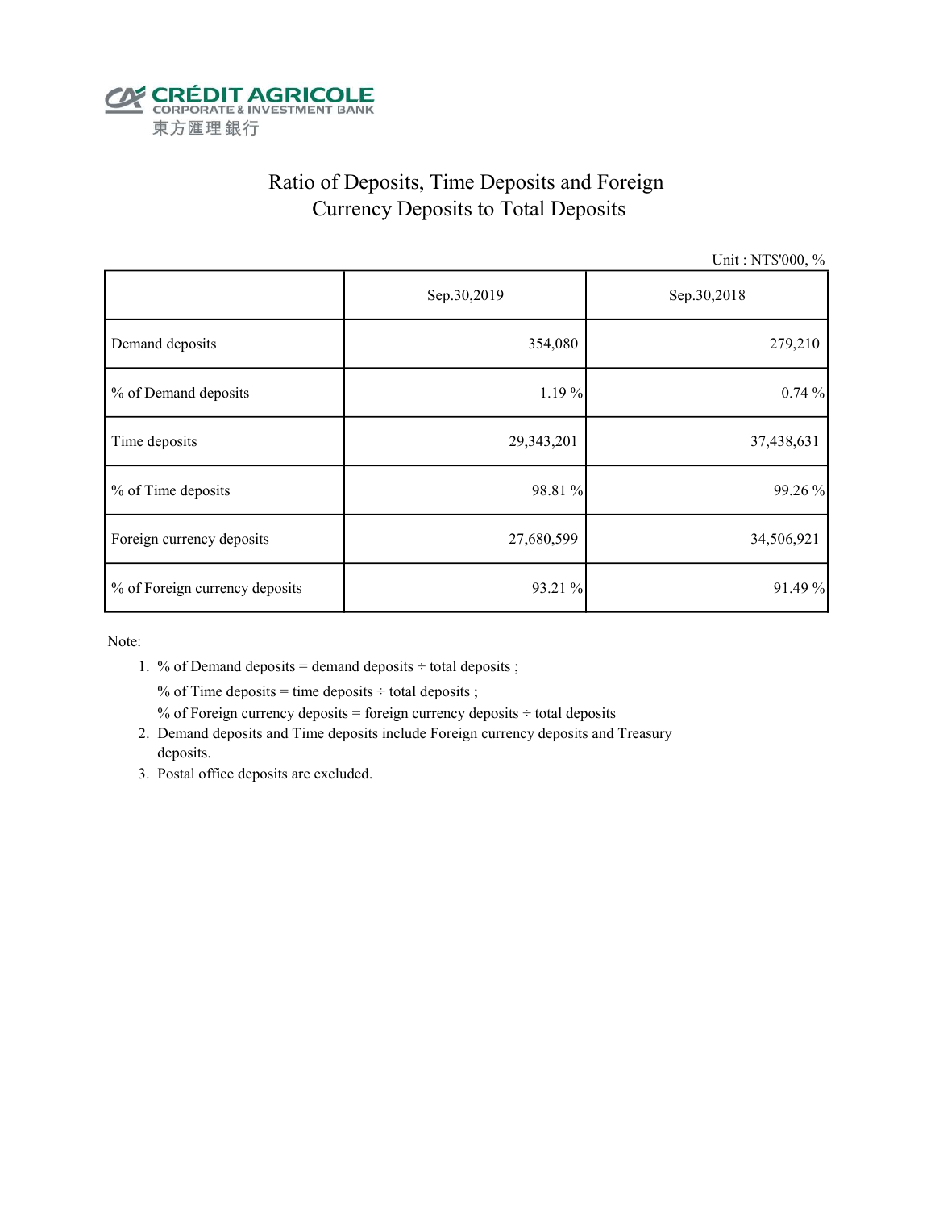CRÉDIT AGRICOLE
CORPORATE & INVESTMENT BANK
東方匯理銀行

# Ratio of Deposits, Time Deposits and Foreign Currency Deposits to Total Deposits

Unit : NT$'000, %

| | Sep.30,2019 | Sep.30,2018 |
|---|---|---|
| Demand deposits | 354,080 | 279,210 |
| % of Demand deposits | 1.19 % | 0.74 % |
| Time deposits | 29,343,201 | 37,438,631 |
| % of Time deposits | 98.81 % | 99.26 % |
| Foreign currency deposits | 27,680,599 | 34,506,921 |
| % of Foreign currency deposits | 93.21 % | 91.49 % |

Note:

1. % of Demand deposits = demand deposits ÷ total deposits ;
   % of Time deposits = time deposits ÷ total deposits ;
   % of Foreign currency deposits = foreign currency deposits ÷ total deposits
2. Demand deposits and Time deposits include Foreign currency deposits and Treasury deposits.
3. Postal office deposits are excluded.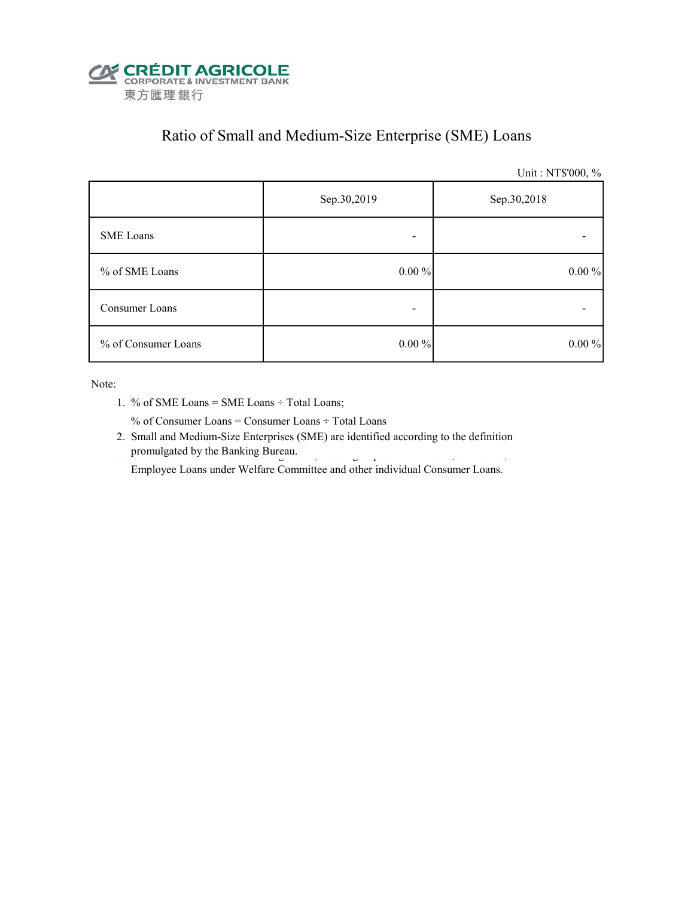CRÉDIT AGRICOLE
CORPORATE & INVESTMENT BANK
東方匯理銀行

# Ratio of Small and Medium-Size Enterprise (SME) Loans

Unit : NT$'000, %

| | Sep.30,2019 | Sep.30,2018 |
|---|---|---|
| SME Loans | - | - |
| % of SME Loans | 0.00 % | 0.00 % |
| Consumer Loans | - | - |
| % of Consumer Loans | 0.00 % | 0.00 % |

Note:

1. % of SME Loans = SME Loans ÷ Total Loans;

   % of Consumer Loans = Consumer Loans ÷ Total Loans

2. Small and Medium-Size Enterprises (SME) are identified according to the definition promulgated by the Banking Bureau.

   Employee Loans under Welfare Committee and other individual Consumer Loans.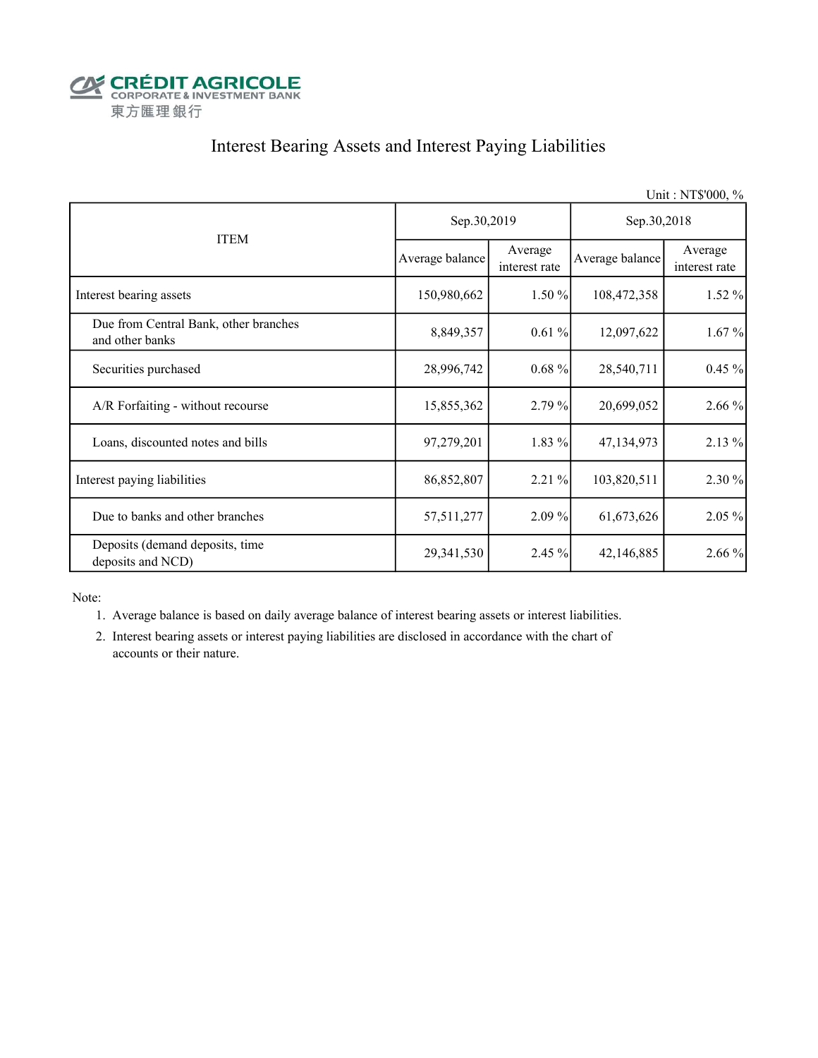CRÉDIT AGRICOLE
CORPORATE & INVESTMENT BANK
東方匯理銀行

# Interest Bearing Assets and Interest Paying Liabilities

Unit : NT$'000, %

| ITEM | Sep.30,2019 | | Sep.30,2018 | |
|---|---|---|---|---|
| | Average balance | Average interest rate | Average balance | Average interest rate |
| Interest bearing assets | 150,980,662 | 1.50 % | 108,472,358 | 1.52 % |
| Due from Central Bank, other branches and other banks | 8,849,357 | 0.61 % | 12,097,622 | 1.67 % |
| Securities purchased | 28,996,742 | 0.68 % | 28,540,711 | 0.45 % |
| A/R Forfaiting - without recourse | 15,855,362 | 2.79 % | 20,699,052 | 2.66 % |
| Loans, discounted notes and bills | 97,279,201 | 1.83 % | 47,134,973 | 2.13 % |
| Interest paying liabilities | 86,852,807 | 2.21 % | 103,820,511 | 2.30 % |
| Due to banks and other branches | 57,511,277 | 2.09 % | 61,673,626 | 2.05 % |
| Deposits (demand deposits, time deposits and NCD) | 29,341,530 | 2.45 % | 42,146,885 | 2.66 % |

Note:

1. Average balance is based on daily average balance of interest bearing assets or interest liabilities.
2. Interest bearing assets or interest paying liabilities are disclosed in accordance with the chart of accounts or their nature.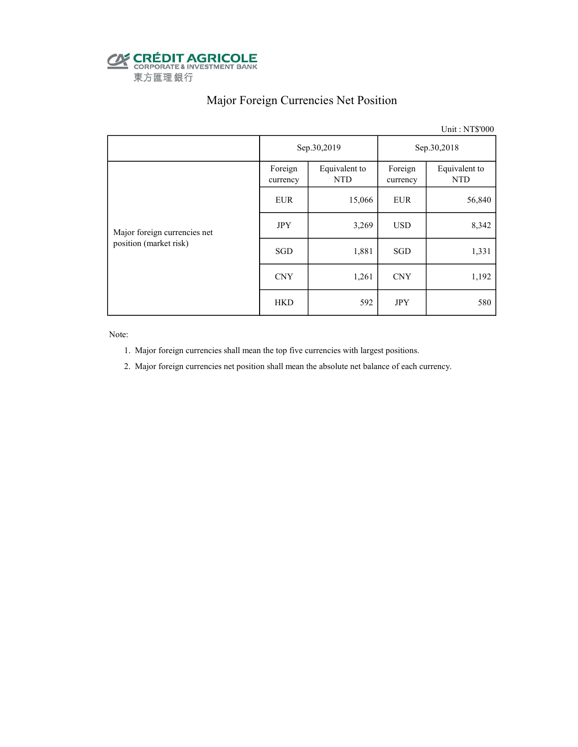CRÉDIT AGRICOLE
CORPORATE & INVESTMENT BANK
東方匯理銀行

# Major Foreign Currencies Net Position

Unit : NT$'000

| | Sep.30,2019 | | Sep.30,2018 | |
|---|---|---|---|---|
| | Foreign currency | Equivalent to NTD | Foreign currency | Equivalent to NTD |
| Major foreign currencies net position (market risk) | EUR | 15,066 | EUR | 56,840 |
| | JPY | 3,269 | USD | 8,342 |
| | SGD | 1,881 | SGD | 1,331 |
| | CNY | 1,261 | CNY | 1,192 |
| | HKD | 592 | JPY | 580 |

Note:

1. Major foreign currencies shall mean the top five currencies with largest positions.
2. Major foreign currencies net position shall mean the absolute net balance of each currency.